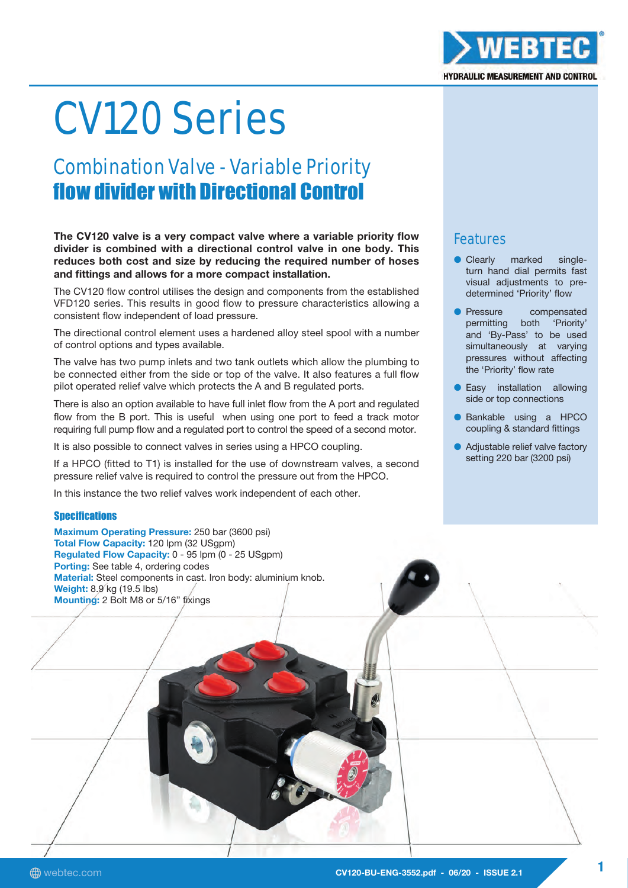# CV120 Series

## Combination Valve - Variable Priority **flow divider with Directional Control**

**The CV120 valve is a very compact valve where a variable priority flow divider is combined with a directional control valve in one body. This reduces both cost and size by reducing the required number of hoses and fittings and allows for a more compact installation.**

The CV120 flow control utilises the design and components from the established VFD120 series. This results in good flow to pressure characteristics allowing a consistent flow independent of load pressure.

The directional control element uses a hardened alloy steel spool with a number of control options and types available.

The valve has two pump inlets and two tank outlets which allow the plumbing to be connected either from the side or top of the valve. It also features a full flow pilot operated relief valve which protects the A and B regulated ports.

There is also an option available to have full inlet flow from the A port and regulated flow from the B port. This is useful when using one port to feed a track motor requiring full pump flow and a regulated port to control the speed of a second motor.

It is also possible to connect valves in series using a HPCO coupling.

If a HPCO (fitted to T1) is installed for the use of downstream valves, a second pressure relief valve is required to control the pressure out from the HPCO.

In this instance the two relief valves work independent of each other.

### Specifications

**Maximum Operating Pressure:** 250 bar (3600 psi)
**Total Flow Capacity:** 120 lpm (32 USgpm)
**Regulated Flow Capacity:** 0 - 95 lpm (0 - 25 USgpm)
**Porting:** See table 4, ordering codes
**Material:** Steel components in cast. Iron body: aluminium knob.
**Weight:** 8.9 kg (19.5 lbs)
**Mounting:** 2 Bolt M8 or 5/16" fixings

## Features

- Clearly marked single-turn hand dial permits fast visual adjustments to pre-determined 'Priority' flow
- Pressure compensated permitting both 'Priority' and 'By-Pass' to be used simultaneously at varying pressures without affecting the 'Priority' flow rate
- Easy installation allowing side or top connections
- Bankable using a HPCO coupling & standard fittings
- Adjustable relief valve factory setting 220 bar (3200 psi)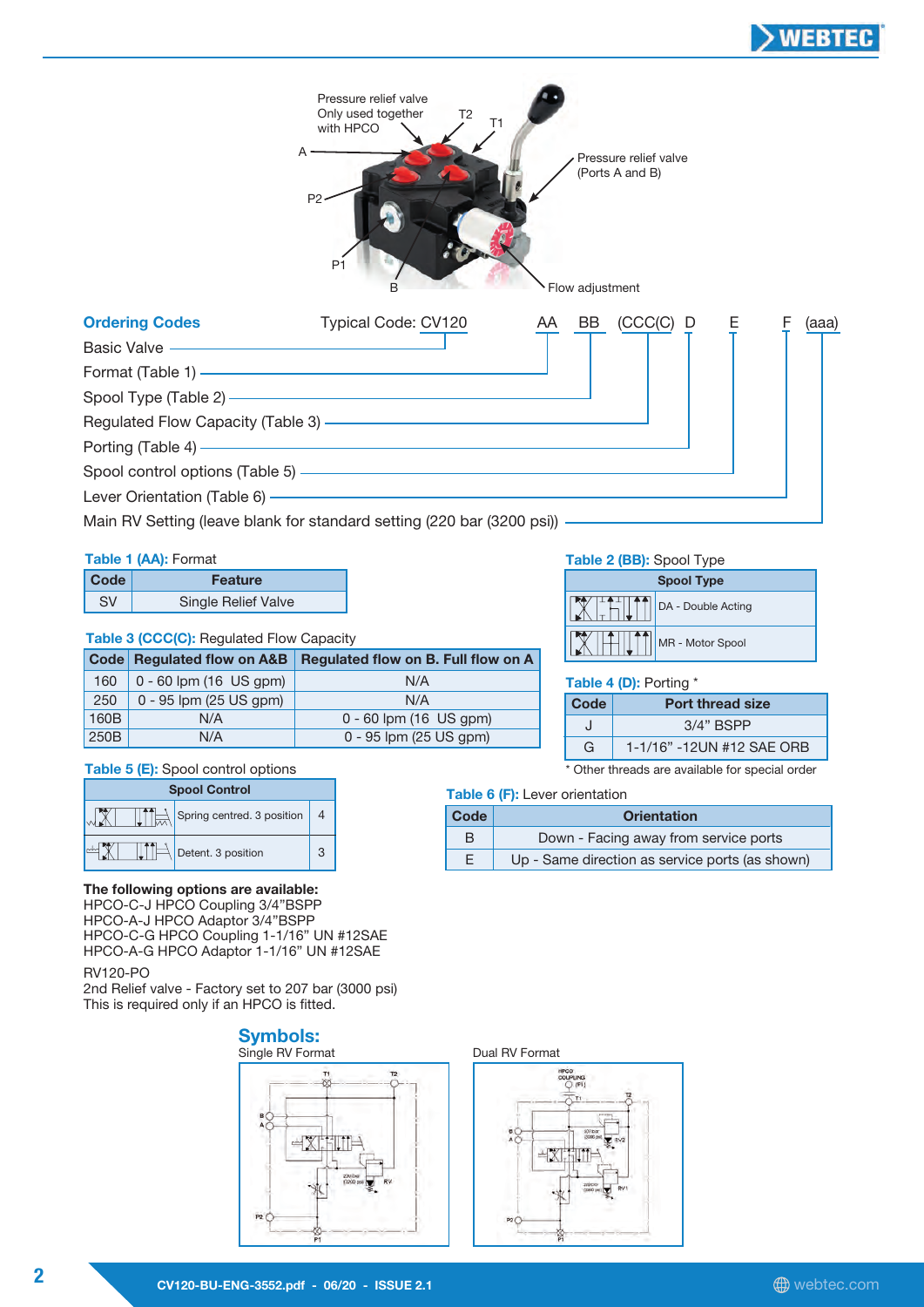Pressure relief valve Only used together with HPCO

T2

T1

A

Pressure relief valve (Ports A and B)

P2

P1

B

Flow adjustment

## Ordering Codes

Typical Code: CV120 AA BB (CCC(C) D E F (aaa)

- Basic Valve
- Format (Table 1)
- Spool Type (Table 2)
- Regulated Flow Capacity (Table 3)
- Porting (Table 4)
- Spool control options (Table 5)
- Lever Orientation (Table 6)
- Main RV Setting (leave blank for standard setting (220 bar (3200 psi))

**Table 1 (AA):** Format

| Code | Feature |
|---|---|
| SV | Single Relief Valve |

**Table 2 (BB):** Spool Type

| Spool Type |
|---|
| DA - Double Acting |
| MR - Motor Spool |

**Table 3 (CCC(C):** Regulated Flow Capacity

| Code | Regulated flow on A&B | Regulated flow on B. Full flow on A |
|---|---|---|
| 160 | 0 - 60 lpm (16 US gpm) | N/A |
| 250 | 0 - 95 lpm (25 US gpm) | N/A |
| 160B | N/A | 0 - 60 lpm (16 US gpm) |
| 250B | N/A | 0 - 95 lpm (25 US gpm) |

**Table 4 (D):** Porting *

| Code | Port thread size |
|---|---|
| J | 3/4" BSPP |
| G | 1-1/16" -12UN #12 SAE ORB |

* Other threads are available for special order

**Table 5 (E):** Spool control options

| Spool Control | |
|---|---|
| Spring centred. 3 position | 4 |
| Detent. 3 position | 3 |

**Table 6 (F):** Lever orientation

| Code | Orientation |
|---|---|
| B | Down - Facing away from service ports |
| E | Up - Same direction as service ports (as shown) |

**The following options are available:**
HPCO-C-J HPCO Coupling 3/4"BSPP
HPCO-A-J HPCO Adaptor 3/4"BSPP
HPCO-C-G HPCO Coupling 1-1/16" UN #12SAE
HPCO-A-G HPCO Adaptor 1-1/16" UN #12SAE

RV120-PO
2nd Relief valve - Factory set to 207 bar (3000 psi)
This is required only if an HPCO is fitted.

## Symbols:

Single RV Format

Dual RV Format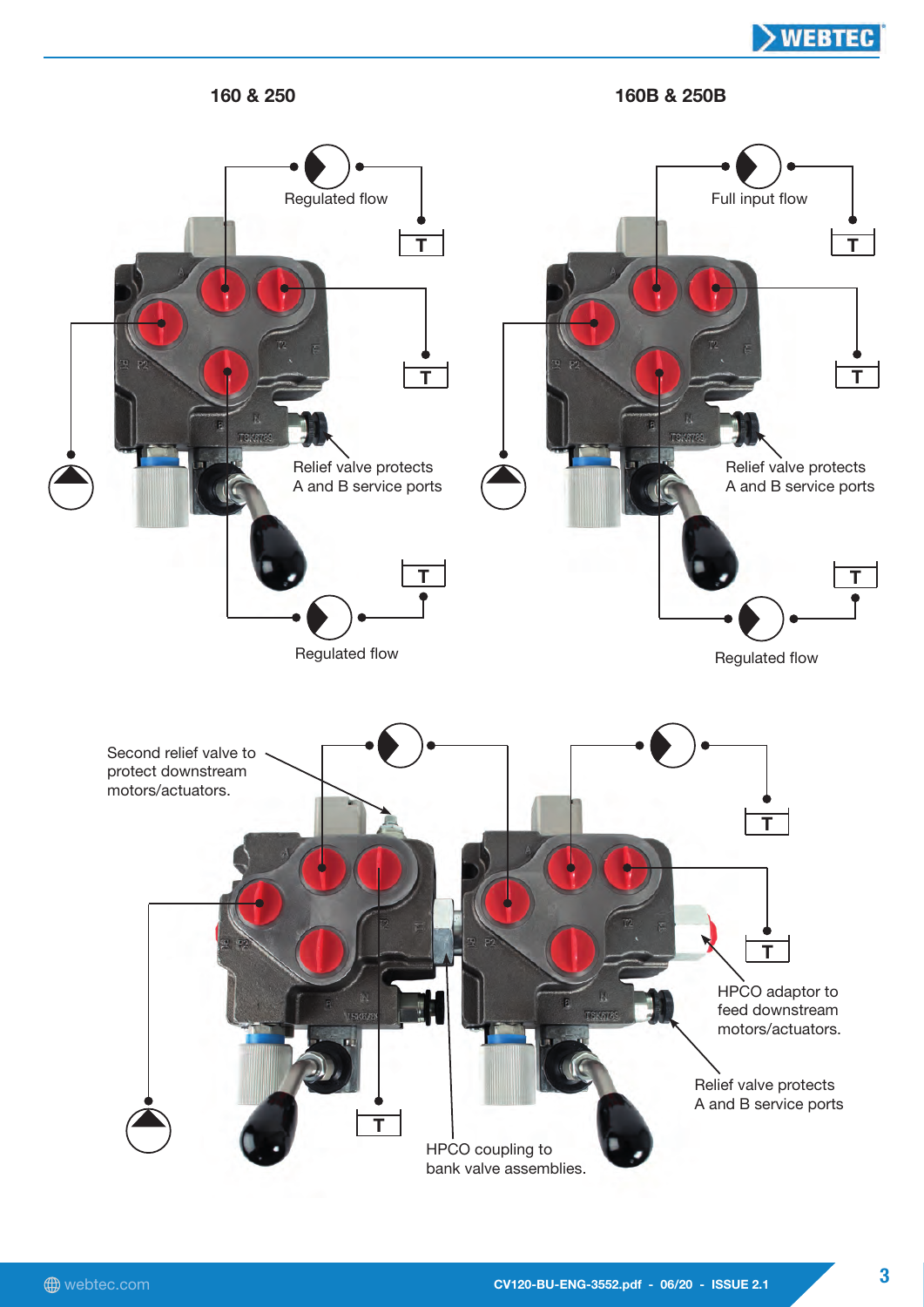## 160 & 250

Regulated flow

T

T

Relief valve protects
A and B service ports

T

Regulated flow

## 160B & 250B

Full input flow

T

T

Relief valve protects
A and B service ports

T

Regulated flow

Second relief valve to protect downstream motors/actuators.

T

T

HPCO adaptor to feed downstream motors/actuators.

Relief valve protects
A and B service ports

T

HPCO coupling to bank valve assemblies.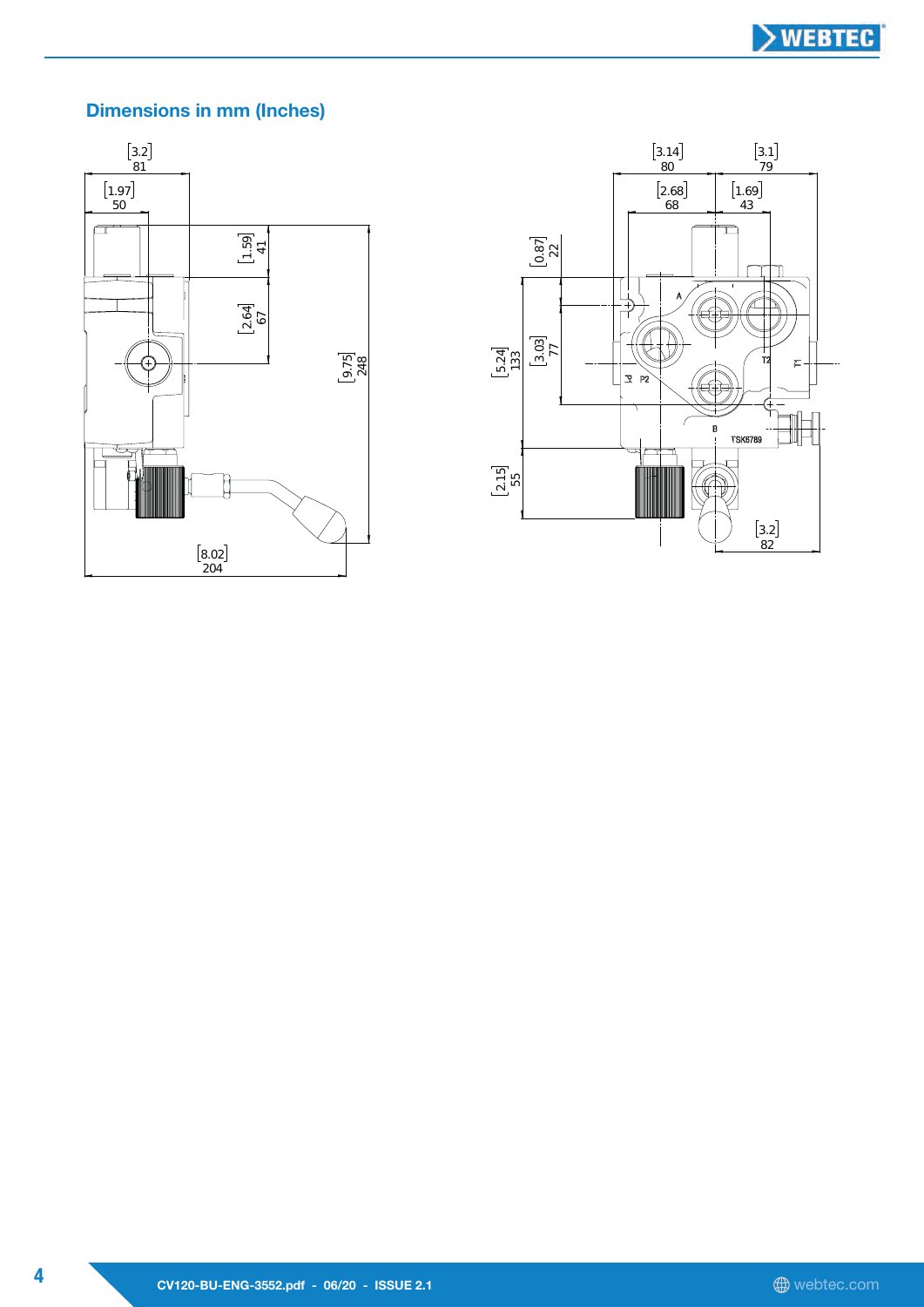## Dimensions in mm (Inches)

[3.2]
81

[1.97]
50

[1.59]
41

[2.64]
67

[9.75]
248

[8.02]
204

[3.14]
80

[3.1]
79

[2.68]
68

[1.69]
43

[0.87]
22

[5.24]
133

[3.03]
77

[2.15]
55

[3.2]
82

A

B

P1

P2

T1

T2

TSK6789